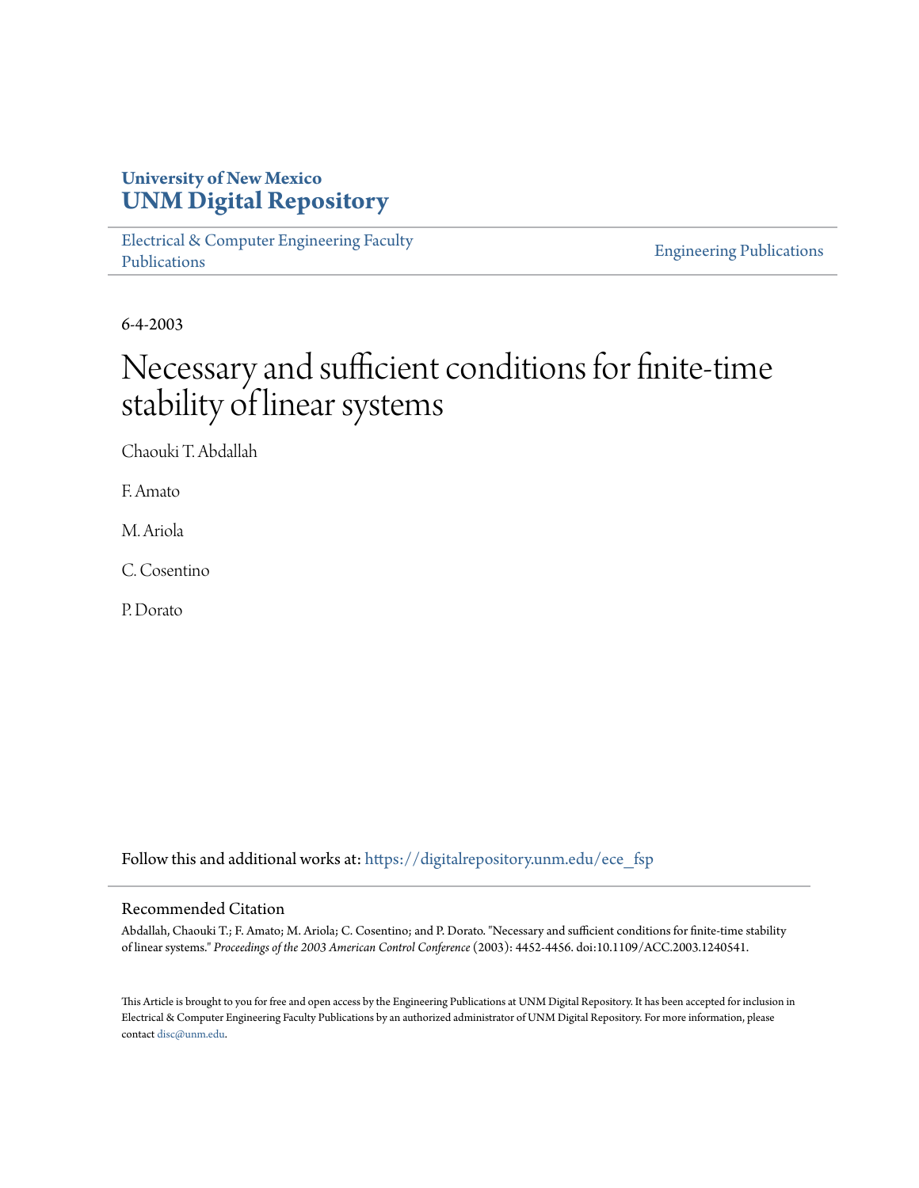University of New Mexico
**UNM Digital Repository**

Electrical & Computer Engineering Faculty Publications

Engineering Publications

6-4-2003

# Necessary and sufficient conditions for finite-time stability of linear systems

Chaouki T. Abdallah

F. Amato

M. Ariola

C. Cosentino

P. Dorato

Follow this and additional works at: https://digitalrepository.unm.edu/ece_fsp

## Recommended Citation

Abdallah, Chaouki T.; F. Amato; M. Ariola; C. Cosentino; and P. Dorato. "Necessary and sufficient conditions for finite-time stability of linear systems." *Proceedings of the 2003 American Control Conference* (2003): 4452-4456. doi:10.1109/ACC.2003.1240541.

This Article is brought to you for free and open access by the Engineering Publications at UNM Digital Repository. It has been accepted for inclusion in Electrical & Computer Engineering Faculty Publications by an authorized administrator of UNM Digital Repository. For more information, please contact disc@unm.edu.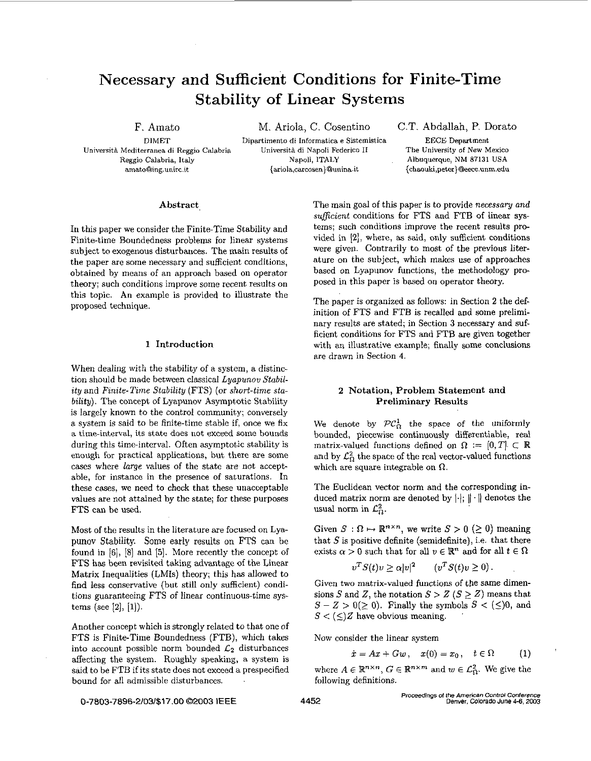# Necessary and Sufficient Conditions for Finite-Time Stability of Linear Systems

F. Amato
DIMET
Università Mediterranea di Reggio Calabria
Reggio Calabria, Italy
amato@ing.unirc.it

M. Ariola, C. Cosentino
Dipartimento di Informatica e Sistemistica
Università di Napoli Federico II
Napoli, ITALY
{ariola,carcosen}@unina.it

C.T. Abdallah, P. Dorato
EECE Department
The University of New Mexico
Albuquerque, NM 87131 USA
{chaouki,peter}@eece.unm.edu

## Abstract

In this paper we consider the Finite-Time Stability and Finite-time Boundedness problems for linear systems subject to exogenous disturbances. The main results of the paper are some necessary and sufficient conditions, obtained by means of an approach based on operator theory; such conditions improve some recent results on this topic. An example is provided to illustrate the proposed technique.

## 1 Introduction

When dealing with the stability of a system, a distinction should be made between classical *Lyapunov Stability* and *Finite-Time Stability* (FTS) (or *short-time stability*). The concept of Lyapunov Asymptotic Stability is largely known to the control community; conversely a system is said to be finite-time stable if, once we fix a time-interval, its state does not exceed some bounds during this time-interval. Often asymptotic stability is enough for practical applications, but there are some cases where *large* values of the state are not acceptable, for instance in the presence of saturations. In these cases, we need to check that these unacceptable values are not attained by the state; for these purposes FTS can be used.

Most of the results in the literature are focused on Lyapunov Stability. Some early results on FTS can be found in [6], [8] and [5]. More recently the concept of FTS has been revisited taking advantage of the Linear Matrix Inequalities (LMIs) theory; this has allowed to find less conservative (but still only sufficient) conditions guaranteeing FTS of linear continuous-time systems (see [2], [1]).

Another concept which is strongly related to that one of FTS is Finite-Time Boundedness (FTB), which takes into account possible norm bounded $\mathcal{L}_2$ disturbances affecting the system. Roughly speaking, a system is said to be FTB if its state does not exceed a prespecified bound for all admissible disturbances.

The main goal of this paper is to provide *necessary and sufficient* conditions for FTS and FTB of linear systems; such conditions improve the recent results provided in [2], where, as said, only sufficient conditions were given. Contrarily to most of the previous literature on the subject, which makes use of approaches based on Lyapunov functions, the methodology proposed in this paper is based on operator theory.

The paper is organized as follows: in Section 2 the definition of FTS and FTB is recalled and some preliminary results are stated; in Section 3 necessary and sufficient conditions for FTS and FTB are given together with an illustrative example; finally some conclusions are drawn in Section 4.

## 2 Notation, Problem Statement and Preliminary Results

We denote by $\mathcal{PC}^1_\Omega$ the space of the uniformly bounded, piecewise continuously differentiable, real matrix-valued functions defined on $\Omega := [0,T] \subset \mathbb{R}$ and by $\mathcal{L}^2_\Omega$ the space of the real vector-valued functions which are square integrable on $\Omega$.

The Euclidean vector norm and the corresponding induced matrix norm are denoted by $|\cdot|$; $\|\cdot\|$ denotes the usual norm in $\mathcal{L}^2_\Omega$.

Given $S : \Omega \mapsto \mathbb{R}^{n\times n}$, we write $S > 0$ $(\geq 0)$ meaning that $S$ is positive definite (semidefinite), i.e. that there exists $\alpha > 0$ such that for all $v \in \mathbb{R}^n$ and for all $t \in \Omega$

$$v^T S(t) v \geq \alpha |v|^2 \qquad (v^T S(t) v \geq 0)\,.$$

Given two matrix-valued functions of the same dimensions $S$ and $Z$, the notation $S > Z$ $(S \geq Z)$ means that $S - Z > 0 (\geq 0)$. Finally the symbols $S < (\leq) 0$, and $S < (\leq) Z$ have obvious meaning.

Now consider the linear system

$$\dot{x} = Ax + Gw\,, \quad x(0) = x_0\,, \quad t \in \Omega \tag{1}$$

where $A \in \mathbb{R}^{n\times n}$, $G \in \mathbb{R}^{n\times m}$ and $w \in \mathcal{L}^2_\Omega$. We give the following definitions.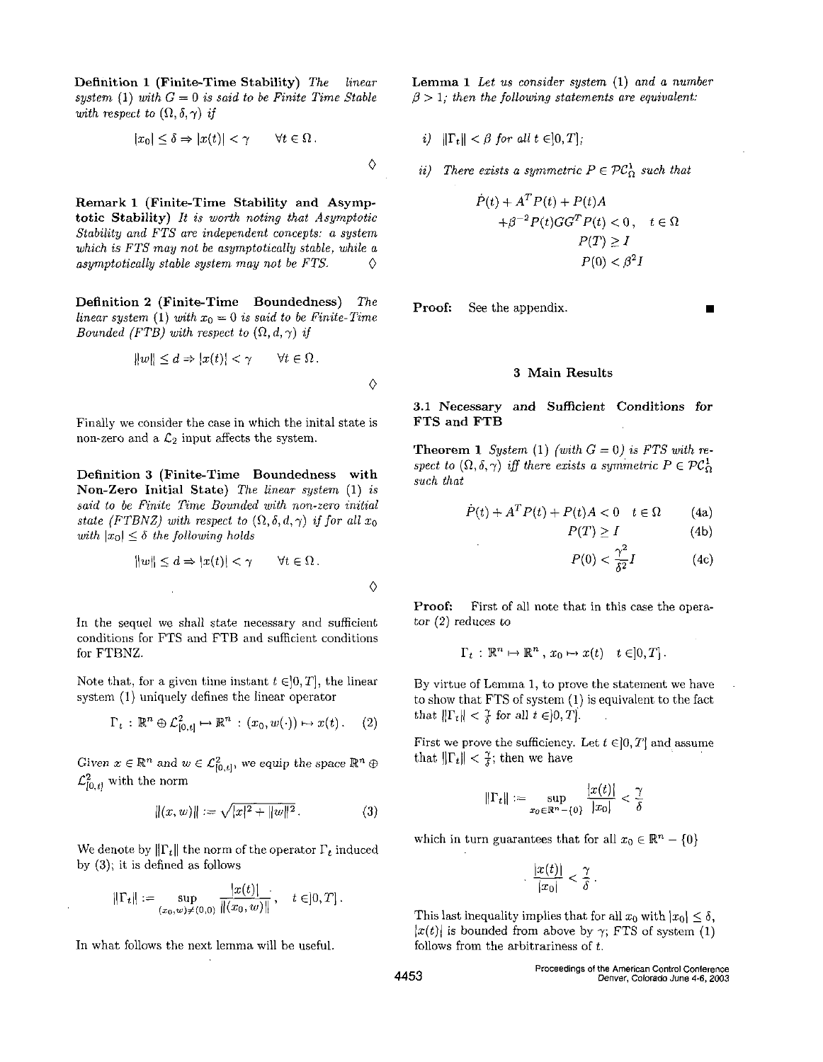**Definition 1 (Finite-Time Stability)** *The linear system (1) with $G = 0$ is said to be Finite Time Stable with respect to $(\Omega, \delta, \gamma)$ if*

$$|x_0| \leq \delta \Rightarrow |x(t)| < \gamma \qquad \forall t \in \Omega\,.$$

◊

**Remark 1 (Finite-Time Stability and Asymptotic Stability)** *It is worth noting that Asymptotic Stability and FTS are independent concepts: a system which is FTS may not be asymptotically stable, while a asymptotically stable system may not be FTS.* ◊

**Definition 2 (Finite-Time Boundedness)** *The linear system (1) with $x_0 = 0$ is said to be Finite-Time Bounded (FTB) with respect to $(\Omega, d, \gamma)$ if*

$$\|w\| \leq d \Rightarrow |x(t)| < \gamma \qquad \forall t \in \Omega\,.$$

◊

Finally we consider the case in which the inital state is non-zero and a $\mathcal{L}_2$ input affects the system.

**Definition 3 (Finite-Time Boundedness with Non-Zero Initial State)** *The linear system (1) is said to be Finite Time Bounded with non-zero initial state (FTBNZ) with respect to $(\Omega, \delta, d, \gamma)$ if for all $x_0$ with $|x_0| \leq \delta$ the following holds*

$$\|w\| \leq d \Rightarrow |x(t)| < \gamma \qquad \forall t \in \Omega\,.$$

◊

In the sequel we shall state necessary and sufficient conditions for FTS and FTB and sufficient conditions for FTBNZ.

Note that, for a given time instant $t \in ]0, T]$, the linear system (1) uniquely defines the linear operator

$$\Gamma_t : \mathbb{R}^n \oplus \mathcal{L}^2_{[0,t]} \mapsto \mathbb{R}^n : (x_0, w(\cdot)) \mapsto x(t)\,. \qquad (2)$$

Given $x \in \mathbb{R}^n$ and $w \in \mathcal{L}^2_{[0,t]}$, we equip the space $\mathbb{R}^n \oplus \mathcal{L}^2_{[0,t]}$ with the norm

$$\|(x, w)\| := \sqrt{|x|^2 + \|w\|^2}\,. \qquad (3)$$

We denote by $\|\Gamma_t\|$ the norm of the operator $\Gamma_t$ induced by (3); it is defined as follows

$$\|\Gamma_t\| := \sup_{(x_0,w)\neq(0,0)} \frac{|x(t)|}{\|(x_0, w)\|}\,, \quad t \in ]0, T]\,.$$

In what follows the next lemma will be useful.

**Lemma 1** *Let us consider system (1) and a number $\beta > 1$; then the following statements are equivalent:*

*i)* $\|\Gamma_t\| < \beta$ *for all* $t \in ]0, T]$;

*ii)* *There exists a symmetric $P \in \mathcal{PC}^1_\Omega$ such that*

$$\begin{aligned} \dot{P}(t) + A^T P(t) + P(t)A \\ + \beta^{-2} P(t) G G^T P(t) < 0\,, \quad t \in \Omega \\ P(T) \geq I \\ P(0) < \beta^2 I \end{aligned}$$

**Proof:** See the appendix. ■

## 3 Main Results

### 3.1 Necessary and Sufficient Conditions for FTS and FTB

**Theorem 1** *System (1) (with $G = 0$) is FTS with respect to $(\Omega, \delta, \gamma)$ iff there exists a symmetric $P \in \mathcal{PC}^1_\Omega$ such that*

$$\dot{P}(t) + A^T P(t) + P(t)A < 0 \quad t \in \Omega \qquad (4a)$$

$$P(T) \geq I \qquad (4b)$$

$$P(0) < \frac{\gamma^2}{\delta^2} I \qquad (4c)$$

**Proof:** First of all note that in this case the operator (2) reduces to

$$\Gamma_t : \mathbb{R}^n \mapsto \mathbb{R}^n\,, \; x_0 \mapsto x(t) \quad t \in ]0, T]\,.$$

By virtue of Lemma 1, to prove the statement we have to show that FTS of system (1) is equivalent to the fact that $\|\Gamma_t\| < \frac{\gamma}{\delta}$ for all $t \in ]0, T]$.

First we prove the sufficiency. Let $t \in ]0, T]$ and assume that $\|\Gamma_t\| < \frac{\gamma}{\delta}$; then we have

$$\|\Gamma_t\| := \sup_{x_0 \in \mathbb{R}^n - \{0\}} \frac{|x(t)|}{|x_0|} < \frac{\gamma}{\delta}$$

which in turn guarantees that for all $x_0 \in \mathbb{R}^n - \{0\}$

$$\frac{|x(t)|}{|x_0|} < \frac{\gamma}{\delta}\,.$$

This last inequality implies that for all $x_0$ with $|x_0| \leq \delta$, $|x(t)|$ is bounded from above by $\gamma$; FTS of system (1) follows from the arbitrariness of $t$.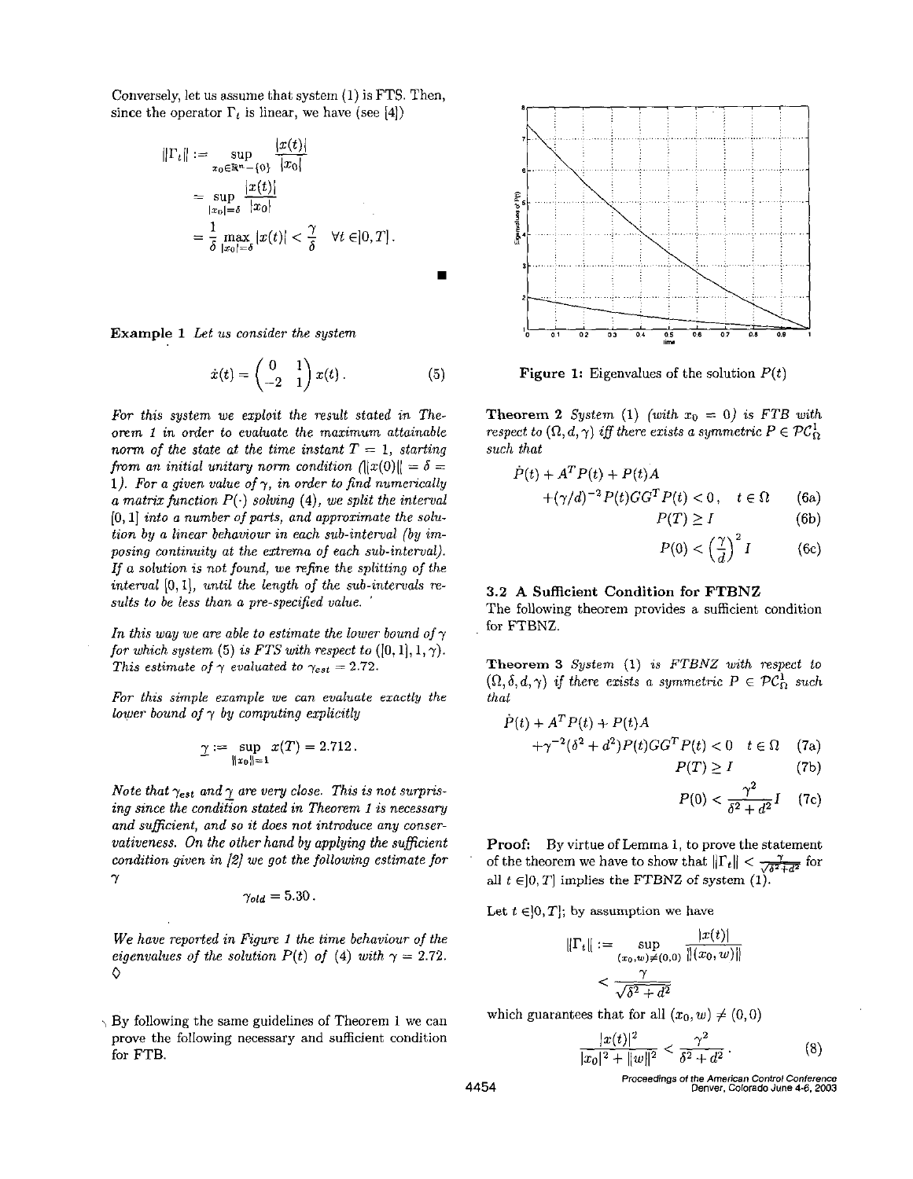Conversely, let us assume that system (1) is FTS. Then, since the operator $\Gamma_t$ is linear, we have (see [4])

$$
\begin{aligned}
\|\Gamma_t\| &:= \sup_{x_0 \in \mathbb{R}^n - \{0\}} \frac{|x(t)|}{|x_0|} \\
&= \sup_{|x_0| = \delta} \frac{|x(t)|}{|x_0|} \\
&= \frac{1}{\delta} \max_{|x_0| = \delta} |x(t)| < \frac{\gamma}{\delta} \quad \forall t \in ]0, T].
\end{aligned}
$$

∎

**Example 1** *Let us consider the system*

$$
\dot{x}(t) = \begin{pmatrix} 0 & 1 \\ -2 & 1 \end{pmatrix} x(t). \tag{5}
$$

*For this system we exploit the result stated in Theorem 1 in order to evaluate the maximum attainable norm of the state at the time instant $T = 1$, starting from an initial unitary norm condition ($\|x(0)\| = \delta = 1$). For a given value of $\gamma$, in order to find numerically a matrix function $P(\cdot)$ solving (4), we split the interval $[0,1]$ into a number of parts, and approximate the solution by a linear behaviour in each sub-interval (by imposing continuity at the extrema of each sub-interval). If a solution is not found, we refine the splitting of the interval $[0,1]$, until the length of the sub-intervals results to be less than a pre-specified value.*

*In this way we are able to estimate the lower bound of $\gamma$ for which system (5) is FTS with respect to $([0,1], 1, \gamma)$. This estimate of $\gamma$ evaluated to $\gamma_{est} = 2.72$.*

*For this simple example we can evaluate exactly the lower bound of $\gamma$ by computing explicitly*

$$
\underline{\gamma} := \sup_{\|x_0\|=1} x(T) = 2.712.
$$

*Note that $\gamma_{est}$ and $\underline{\gamma}$ are very close. This is not surprising since the condition stated in Theorem 1 is necessary and sufficient, and so it does not introduce any conservativeness. On the other hand by applying the sufficient condition given in [2] we got the following estimate for $\gamma$*

$$
\gamma_{old} = 5.30.
$$

*We have reported in Figure 1 the time behaviour of the eigenvalues of the solution $P(t)$ of (4) with $\gamma = 2.72$.* ◇

By following the same guidelines of Theorem 1 we can prove the following necessary and sufficient condition for FTB.

**Figure 1:** Eigenvalues of the solution $P(t)$

**Theorem 2** *System (1) (with $x_0 = 0$) is FTB with respect to $(\Omega, d, \gamma)$ iff there exists a symmetric $P \in \mathcal{PC}^1_\Omega$ such that*

$$
\begin{aligned}
\dot{P}(t) + A^T P(t) + P(t) A & \\
+ (\gamma/d)^{-2} P(t) G G^T P(t) < 0, \quad t \in \Omega & \quad \text{(6a)} \\
P(T) \geq I & \quad \text{(6b)} \\
P(0) < \left(\frac{\gamma}{d}\right)^2 I & \quad \text{(6c)}
\end{aligned}
$$

### 3.2 A Sufficient Condition for FTBNZ

The following theorem provides a sufficient condition for FTBNZ.

**Theorem 3** *System (1) is FTBNZ with respect to $(\Omega, \delta, d, \gamma)$ if there exists a symmetric $P \in \mathcal{PC}^1_\Omega$ such that*

$$
\begin{aligned}
\dot{P}(t) + A^T P(t) + P(t) A & \\
+ \gamma^{-2}(\delta^2 + d^2) P(t) G G^T P(t) < 0 \quad t \in \Omega & \quad \text{(7a)} \\
P(T) \geq I & \quad \text{(7b)} \\
P(0) < \frac{\gamma^2}{\delta^2 + d^2} I & \quad \text{(7c)}
\end{aligned}
$$

**Proof:** By virtue of Lemma 1, to prove the statement of the theorem we have to show that $\|\Gamma_t\| < \frac{\gamma}{\sqrt{\delta^2 + d^2}}$ for all $t \in ]0, T]$ implies the FTBNZ of system (1).

Let $t \in ]0, T]$; by assumption we have

$$
\begin{aligned}
\|\Gamma_t\| &:= \sup_{(x_0, w) \neq (0,0)} \frac{|x(t)|}{\|(x_0, w)\|} \\
&< \frac{\gamma}{\sqrt{\delta^2 + d^2}}
\end{aligned}
$$

which guarantees that for all $(x_0, w) \neq (0, 0)$

$$
\frac{|x(t)|^2}{|x_0|^2 + \|w\|^2} < \frac{\gamma^2}{\delta^2 + d^2}. \tag{8}
$$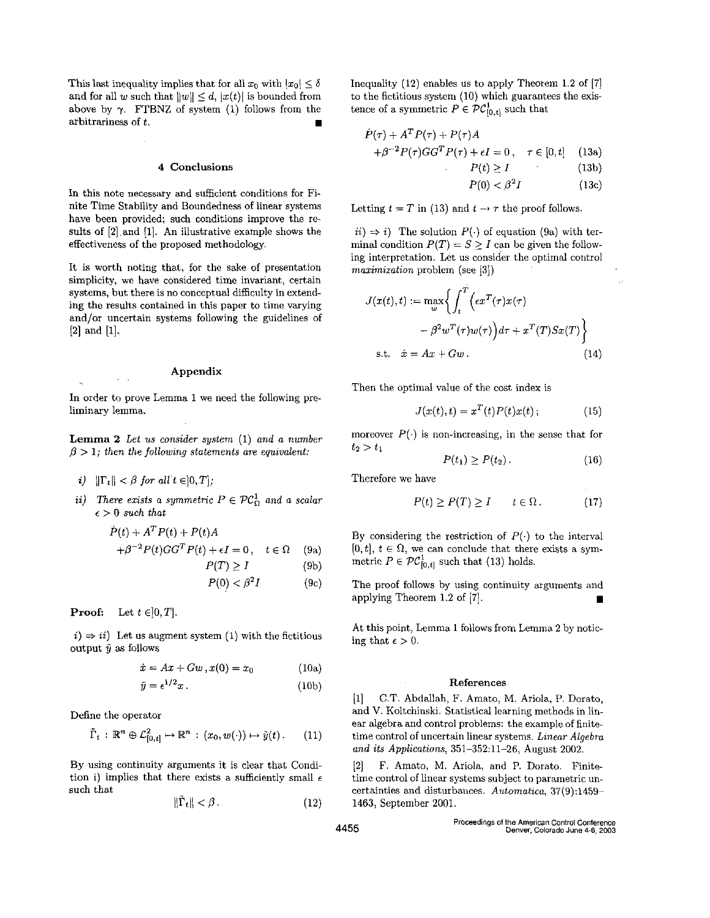This last inequality implies that for all $x_0$ with $|x_0| \leq \delta$ and for all $w$ such that $\|w\| \leq d$, $|x(t)|$ is bounded from above by $\gamma$. FTBNZ of system (1) follows from the arbitrariness of $t$. ∎

## 4 Conclusions

In this note necessary and sufficient conditions for Finite Time Stability and Boundedness of linear systems have been provided; such conditions improve the results of [2] and [1]. An illustrative example shows the effectiveness of the proposed methodology.

It is worth noting that, for the sake of presentation simplicity, we have considered time invariant, certain systems, but there is no conceptual difficulty in extending the results contained in this paper to time varying and/or uncertain systems following the guidelines of [2] and [1].

## Appendix

In order to prove Lemma 1 we need the following preliminary lemma.

**Lemma 2** *Let us consider system* (1) *and a number* $\beta > 1$*; then the following statements are equivalent:*

*i)* $\|\Gamma_t\| < \beta$ *for all* $t \in ]0, T]$*;*

*ii) There exists a symmetric* $P \in \mathcal{PC}^1_\Omega$ *and a scalar* $\epsilon > 0$ *such that*

$$
\begin{aligned}
&\dot{P}(t) + A^T P(t) + P(t)A \\
&+\beta^{-2}P(t)GG^T P(t) + \epsilon I = 0\,, \quad t \in \Omega \quad \text{(9a)}\\
&P(T) \geq I \quad \text{(9b)}\\
&P(0) < \beta^2 I \quad \text{(9c)}
\end{aligned}
$$

**Proof:** Let $t \in ]0, T]$.

*i)* $\Rightarrow$ *ii)* Let us augment system (1) with the fictitious output $\tilde{y}$ as follows

$$
\begin{aligned}
\dot{x} &= Ax + Gw\,, x(0) = x_0 \quad \text{(10a)}\\
\tilde{y} &= \epsilon^{1/2} x\,. \quad \text{(10b)}
\end{aligned}
$$

Define the operator

$$
\tilde{\Gamma}_t : \mathbb{R}^n \oplus \mathcal{L}^2_{[0,t]} \mapsto \mathbb{R}^n : (x_0, w(\cdot)) \mapsto \tilde{y}(t)\,. \quad (11)
$$

By using continuity arguments it is clear that Condition i) implies that there exists a sufficiently small $\epsilon$ such that

$$
\|\tilde{\Gamma}_t\| < \beta\,. \quad (12)
$$

Inequality (12) enables us to apply Theorem 1.2 of [7] to the fictitious system (10) which guarantees the existence of a symmetric $P \in \mathcal{PC}^1_{[0,t]}$ such that

$$
\begin{aligned}
&\dot{P}(\tau) + A^T P(\tau) + P(\tau)A \\
&+\beta^{-2}P(\tau)GG^T P(\tau) + \epsilon I = 0\,, \quad \tau \in [0, t] \quad \text{(13a)}\\
&P(t) \geq I \quad \text{(13b)}\\
&P(0) < \beta^2 I \quad \text{(13c)}
\end{aligned}
$$

Letting $t = T$ in (13) and $t \to \tau$ the proof follows.

*ii)* $\Rightarrow$ *i)* The solution $P(\cdot)$ of equation (9a) with terminal condition $P(T) = S \geq I$ can be given the following interpretation. Let us consider the optimal control *maximization* problem (see [3])

$$
\begin{aligned}
J(x(t), t) := \max_w \Big\{ \int_t^T \Big( &\epsilon x^T(\tau)x(\tau) \\
&- \beta^2 w^T(\tau)w(\tau)\Big) d\tau + x^T(T)Sx(T) \Big\}\\
\text{s.t.} \quad \dot{x} = Ax + Gw\,. & \quad (14)
\end{aligned}
$$

Then the optimal value of the cost index is

$$
J(x(t), t) = x^T(t)P(t)x(t)\,; \quad (15)
$$

moreover $P(\cdot)$ is non-increasing, in the sense that for $t_2 > t_1$

$$
P(t_1) \geq P(t_2)\,. \quad (16)
$$

Therefore we have

$$
P(t) \geq P(T) \geq I \qquad t \in \Omega\,. \quad (17)
$$

By considering the restriction of $P(\cdot)$ to the interval $[0, t]$, $t \in \Omega$, we can conclude that there exists a symmetric $P \in \mathcal{PC}^1_{[0,t]}$ such that (13) holds.

The proof follows by using continuity arguments and applying Theorem 1.2 of [7]. ∎

At this point, Lemma 1 follows from Lemma 2 by noticing that $\epsilon > 0$.

## References

[1] C.T. Abdallah, F. Amato, M. Ariola, P. Dorato, and V. Koltchinski. Statistical learning methods in linear algebra and control problems: the example of finite-time control of uncertain linear systems. *Linear Algebra and its Applications*, 351-352:11–26, August 2002.

[2] F. Amato, M. Ariola, and P. Dorato. Finite-time control of linear systems subject to parametric uncertainties and disturbances. *Automatica*, 37(9):1459–1463, September 2001.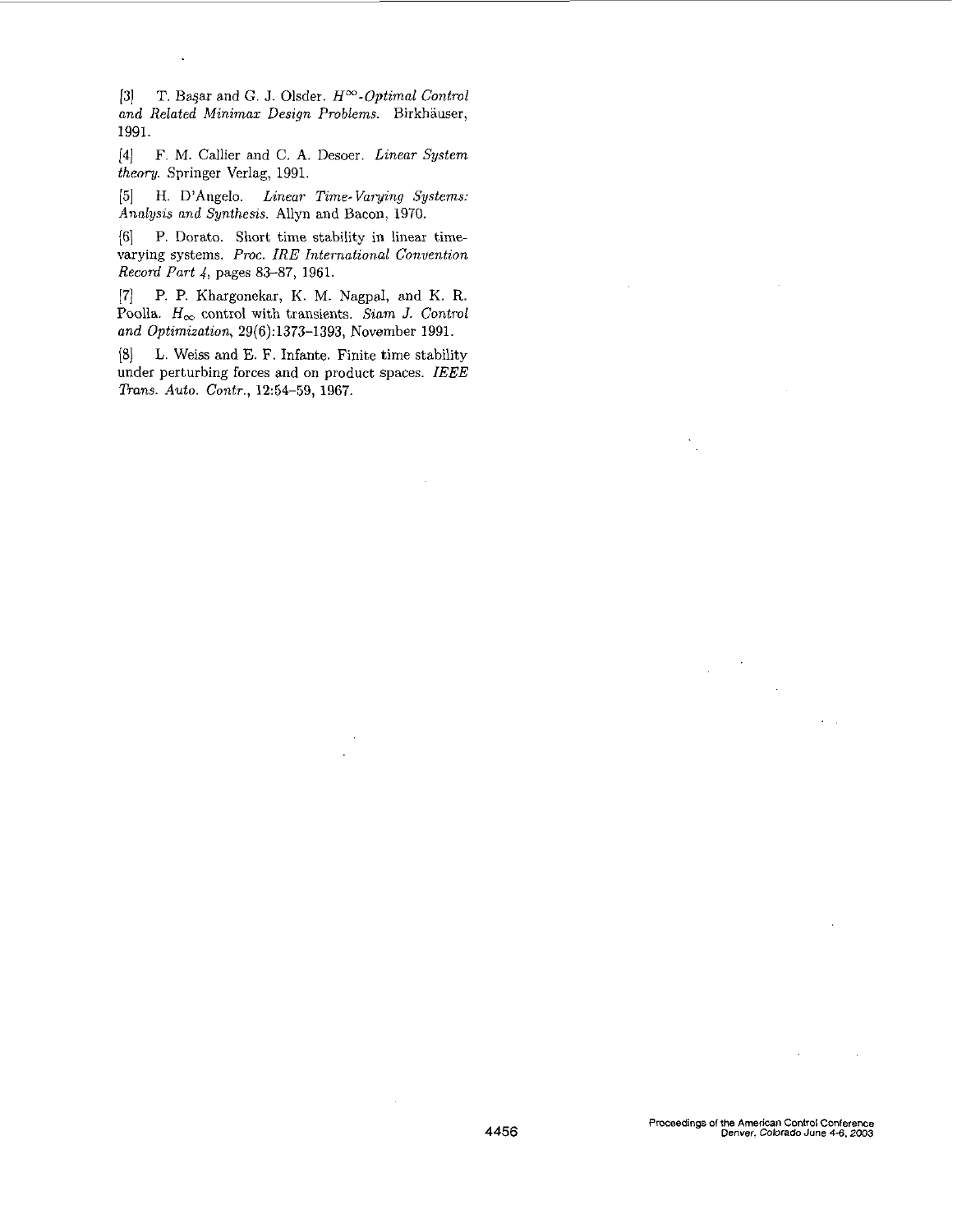[3] T. Başar and G. J. Olsder. *$H^{\infty}$-Optimal Control and Related Minimax Design Problems.* Birkhäuser, 1991.

[4] F. M. Callier and C. A. Desoer. *Linear System theory.* Springer Verlag, 1991.

[5] H. D'Angelo. *Linear Time-Varying Systems: Analysis and Synthesis.* Allyn and Bacon, 1970.

[6] P. Dorato. Short time stability in linear time-varying systems. *Proc. IRE International Convention Record Part 4*, pages 83–87, 1961.

[7] P. P. Khargonekar, K. M. Nagpal, and K. R. Poolla. $H_{\infty}$ control with transients. *Siam J. Control and Optimization*, 29(6):1373–1393, November 1991.

[8] L. Weiss and E. F. Infante. Finite time stability under perturbing forces and on product spaces. *IEEE Trans. Auto. Contr.*, 12:54–59, 1967.